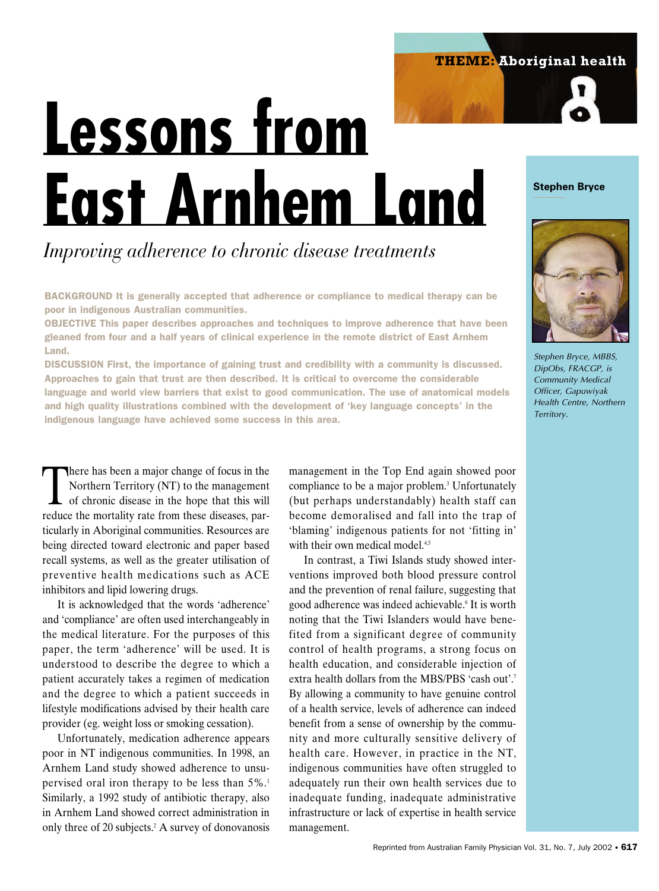THEME: Aboriginal health

# Lessons from East Arnhem Land

*Improving adherence to chronic disease treatments*

**Stephen Bryce**

*Stephen Bryce, MBBS, DipObs, FRACGP, is Community Medical Officer, Gapuwiyak Health Centre, Northern Territory.*

**BACKGROUND** It is generally accepted that adherence or compliance to medical therapy can be poor in indigenous Australian communities.

**OBJECTIVE** This paper describes approaches and techniques to improve adherence that have been gleaned from four and a half years of clinical experience in the remote district of East Arnhem Land.

**DISCUSSION** First, the importance of gaining trust and credibility with a community is discussed. Approaches to gain that trust are then described. It is critical to overcome the considerable language and world view barriers that exist to good communication. The use of anatomical models and high quality illustrations combined with the development of 'key language concepts' in the indigenous language have achieved some success in this area.

There has been a major change of focus in the Northern Territory (NT) to the management of chronic disease in the hope that this will reduce the mortality rate from these diseases, particularly in Aboriginal communities. Resources are being directed toward electronic and paper based recall systems, as well as the greater utilisation of preventive health medications such as ACE inhibitors and lipid lowering drugs.

It is acknowledged that the words 'adherence' and 'compliance' are often used interchangeably in the medical literature. For the purposes of this paper, the term 'adherence' will be used. It is understood to describe the degree to which a patient accurately takes a regimen of medication and the degree to which a patient succeeds in lifestyle modifications advised by their health care provider (eg. weight loss or smoking cessation).

Unfortunately, medication adherence appears poor in NT indigenous communities. In 1998, an Arnhem Land study showed adherence to unsupervised oral iron therapy to be less than 5%.[1] Similarly, a 1992 study of antibiotic therapy, also in Arnhem Land showed correct administration in only three of 20 subjects.[2] A survey of donovanosis management in the Top End again showed poor compliance to be a major problem.[3] Unfortunately (but perhaps understandably) health staff can become demoralised and fall into the trap of 'blaming' indigenous patients for not 'fitting in' with their own medical model.[4,5]

In contrast, a Tiwi Islands study showed interventions improved both blood pressure control and the prevention of renal failure, suggesting that good adherence was indeed achievable.[6] It is worth noting that the Tiwi Islanders would have benefited from a significant degree of community control of health programs, a strong focus on health education, and considerable injection of extra health dollars from the MBS/PBS 'cash out'.[7] By allowing a community to have genuine control of a health service, levels of adherence can indeed benefit from a sense of ownership by the community and more culturally sensitive delivery of health care. However, in practice in the NT, indigenous communities have often struggled to adequately run their own health services due to inadequate funding, inadequate administrative infrastructure or lack of expertise in health service management.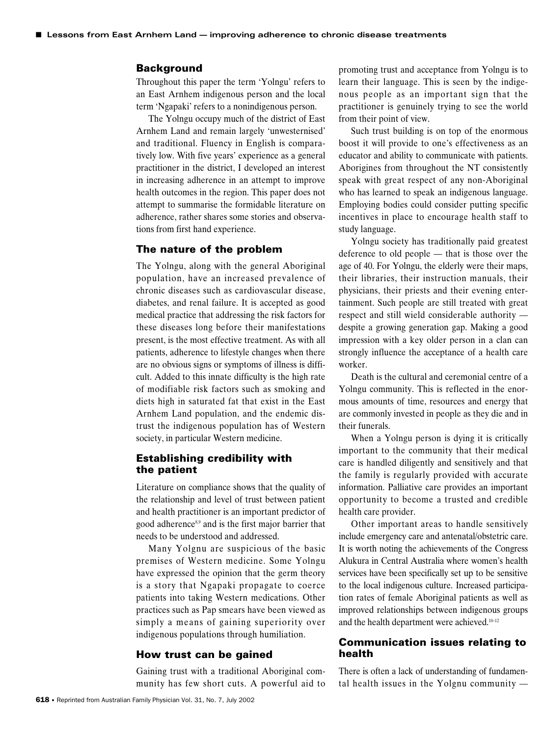## Background

Throughout this paper the term 'Yolngu' refers to an East Arnhem indigenous person and the local term 'Ngapaki' refers to a nonindigenous person.

The Yolngu occupy much of the district of East Arnhem Land and remain largely 'unwesternised' and traditional. Fluency in English is comparatively low. With five years' experience as a general practitioner in the district, I developed an interest in increasing adherence in an attempt to improve health outcomes in the region. This paper does not attempt to summarise the formidable literature on adherence, rather shares some stories and observations from first hand experience.

## The nature of the problem

The Yolngu, along with the general Aboriginal population, have an increased prevalence of chronic diseases such as cardiovascular disease, diabetes, and renal failure. It is accepted as good medical practice that addressing the risk factors for these diseases long before their manifestations present, is the most effective treatment. As with all patients, adherence to lifestyle changes when there are no obvious signs or symptoms of illness is difficult. Added to this innate difficulty is the high rate of modifiable risk factors such as smoking and diets high in saturated fat that exist in the East Arnhem Land population, and the endemic distrust the indigenous population has of Western society, in particular Western medicine.

## Establishing credibility with the patient

Literature on compliance shows that the quality of the relationship and level of trust between patient and health practitioner is an important predictor of good adherence[8,9] and is the first major barrier that needs to be understood and addressed.

Many Yolngu are suspicious of the basic premises of Western medicine. Some Yolngu have expressed the opinion that the germ theory is a story that Ngapaki propagate to coerce patients into taking Western medications. Other practices such as Pap smears have been viewed as simply a means of gaining superiority over indigenous populations through humiliation.

## How trust can be gained

Gaining trust with a traditional Aboriginal community has few short cuts. A powerful aid to promoting trust and acceptance from Yolngu is to learn their language. This is seen by the indigenous people as an important sign that the practitioner is genuinely trying to see the world from their point of view.

Such trust building is on top of the enormous boost it will provide to one's effectiveness as an educator and ability to communicate with patients. Aborigines from throughout the NT consistently speak with great respect of any non-Aboriginal who has learned to speak an indigenous language. Employing bodies could consider putting specific incentives in place to encourage health staff to study language.

Yolngu society has traditionally paid greatest deference to old people — that is those over the age of 40. For Yolngu, the elderly were their maps, their libraries, their instruction manuals, their physicians, their priests and their evening entertainment. Such people are still treated with great respect and still wield considerable authority — despite a growing generation gap. Making a good impression with a key older person in a clan can strongly influence the acceptance of a health care worker.

Death is the cultural and ceremonial centre of a Yolngu community. This is reflected in the enormous amounts of time, resources and energy that are commonly invested in people as they die and in their funerals.

When a Yolngu person is dying it is critically important to the community that their medical care is handled diligently and sensitively and that the family is regularly provided with accurate information. Palliative care provides an important opportunity to become a trusted and credible health care provider.

Other important areas to handle sensitively include emergency care and antenatal/obstetric care. It is worth noting the achievements of the Congress Alukura in Central Australia where women's health services have been specifically set up to be sensitive to the local indigenous culture. Increased participation rates of female Aboriginal patients as well as improved relationships between indigenous groups and the health department were achieved.[10–12]

## Communication issues relating to health

There is often a lack of understanding of fundamental health issues in the Yolngu community —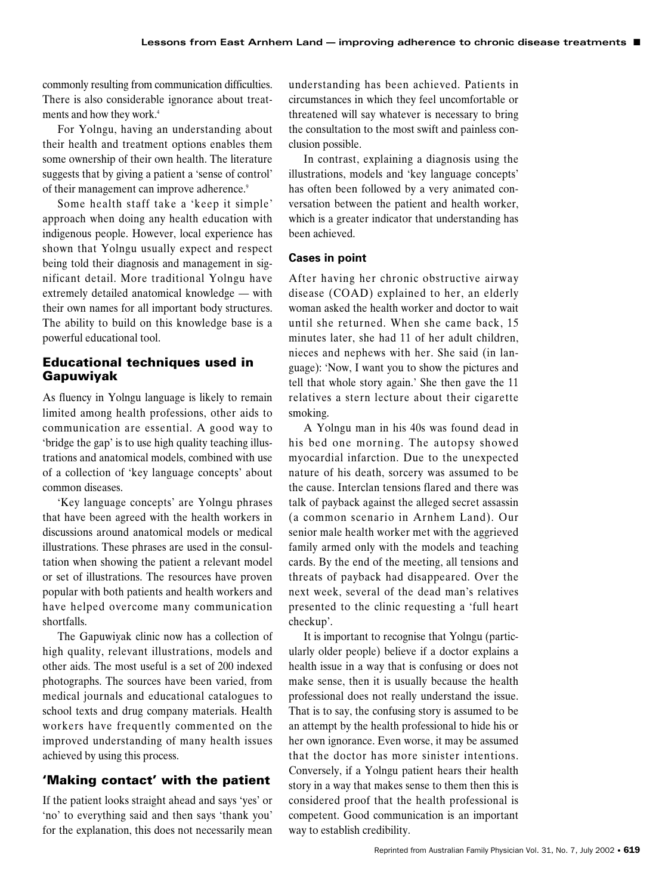commonly resulting from communication difficulties. There is also considerable ignorance about treatments and how they work.[4]

For Yolngu, having an understanding about their health and treatment options enables them some ownership of their own health. The literature suggests that by giving a patient a 'sense of control' of their management can improve adherence.[9]

Some health staff take a 'keep it simple' approach when doing any health education with indigenous people. However, local experience has shown that Yolngu usually expect and respect being told their diagnosis and management in significant detail. More traditional Yolngu have extremely detailed anatomical knowledge — with their own names for all important body structures. The ability to build on this knowledge base is a powerful educational tool.

## Educational techniques used in Gapuwiyak

As fluency in Yolngu language is likely to remain limited among health professions, other aids to communication are essential. A good way to 'bridge the gap' is to use high quality teaching illustrations and anatomical models, combined with use of a collection of 'key language concepts' about common diseases.

'Key language concepts' are Yolngu phrases that have been agreed with the health workers in discussions around anatomical models or medical illustrations. These phrases are used in the consultation when showing the patient a relevant model or set of illustrations. The resources have proven popular with both patients and health workers and have helped overcome many communication shortfalls.

The Gapuwiyak clinic now has a collection of high quality, relevant illustrations, models and other aids. The most useful is a set of 200 indexed photographs. The sources have been varied, from medical journals and educational catalogues to school texts and drug company materials. Health workers have frequently commented on the improved understanding of many health issues achieved by using this process.

## 'Making contact' with the patient

If the patient looks straight ahead and says 'yes' or 'no' to everything said and then says 'thank you' for the explanation, this does not necessarily mean understanding has been achieved. Patients in circumstances in which they feel uncomfortable or threatened will say whatever is necessary to bring the consultation to the most swift and painless conclusion possible.

In contrast, explaining a diagnosis using the illustrations, models and 'key language concepts' has often been followed by a very animated conversation between the patient and health worker, which is a greater indicator that understanding has been achieved.

### Cases in point

After having her chronic obstructive airway disease (COAD) explained to her, an elderly woman asked the health worker and doctor to wait until she returned. When she came back, 15 minutes later, she had 11 of her adult children, nieces and nephews with her. She said (in language): 'Now, I want you to show the pictures and tell that whole story again.' She then gave the 11 relatives a stern lecture about their cigarette smoking.

A Yolngu man in his 40s was found dead in his bed one morning. The autopsy showed myocardial infarction. Due to the unexpected nature of his death, sorcery was assumed to be the cause. Interclan tensions flared and there was talk of payback against the alleged secret assassin (a common scenario in Arnhem Land). Our senior male health worker met with the aggrieved family armed only with the models and teaching cards. By the end of the meeting, all tensions and threats of payback had disappeared. Over the next week, several of the dead man's relatives presented to the clinic requesting a 'full heart checkup'.

It is important to recognise that Yolngu (particularly older people) believe if a doctor explains a health issue in a way that is confusing or does not make sense, then it is usually because the health professional does not really understand the issue. That is to say, the confusing story is assumed to be an attempt by the health professional to hide his or her own ignorance. Even worse, it may be assumed that the doctor has more sinister intentions. Conversely, if a Yolngu patient hears their health story in a way that makes sense to them then this is considered proof that the health professional is competent. Good communication is an important way to establish credibility.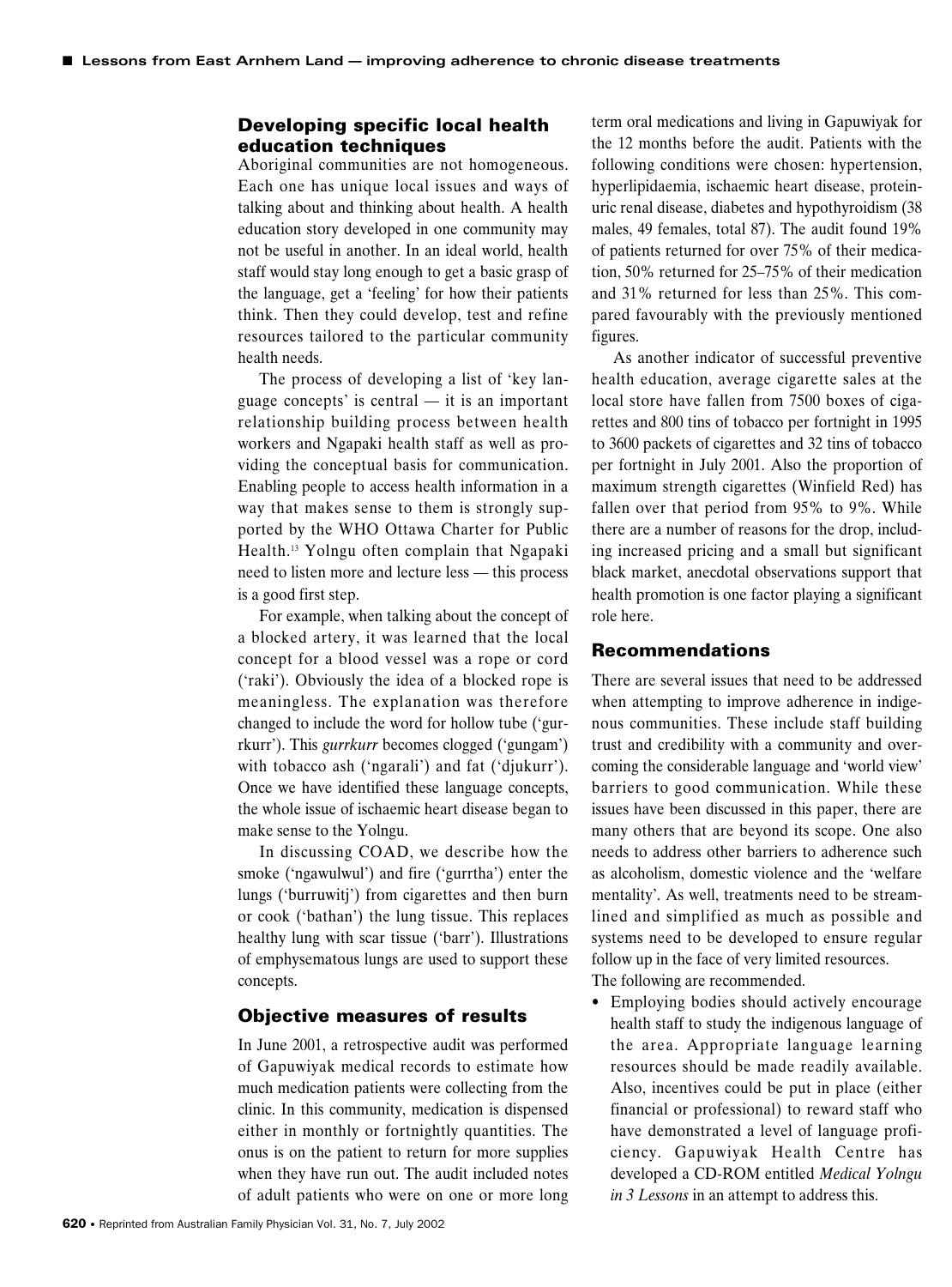## Developing specific local health education techniques

Aboriginal communities are not homogeneous. Each one has unique local issues and ways of talking about and thinking about health. A health education story developed in one community may not be useful in another. In an ideal world, health staff would stay long enough to get a basic grasp of the language, get a 'feeling' for how their patients think. Then they could develop, test and refine resources tailored to the particular community health needs.

The process of developing a list of 'key language concepts' is central — it is an important relationship building process between health workers and Ngapaki health staff as well as providing the conceptual basis for communication. Enabling people to access health information in a way that makes sense to them is strongly supported by the WHO Ottawa Charter for Public Health.[13] Yolngu often complain that Ngapaki need to listen more and lecture less — this process is a good first step.

For example, when talking about the concept of a blocked artery, it was learned that the local concept for a blood vessel was a rope or cord ('raki'). Obviously the idea of a blocked rope is meaningless. The explanation was therefore changed to include the word for hollow tube ('gurrkurr'). This *gurrkurr* becomes clogged ('gungam') with tobacco ash ('ngarali') and fat ('djukurr'). Once we have identified these language concepts, the whole issue of ischaemic heart disease began to make sense to the Yolngu.

In discussing COAD, we describe how the smoke ('ngawulwul') and fire ('gurrtha') enter the lungs ('burruwitj') from cigarettes and then burn or cook ('bathan') the lung tissue. This replaces healthy lung with scar tissue ('barr'). Illustrations of emphysematous lungs are used to support these concepts.

## Objective measures of results

In June 2001, a retrospective audit was performed of Gapuwiyak medical records to estimate how much medication patients were collecting from the clinic. In this community, medication is dispensed either in monthly or fortnightly quantities. The onus is on the patient to return for more supplies when they have run out. The audit included notes of adult patients who were on one or more long term oral medications and living in Gapuwiyak for the 12 months before the audit. Patients with the following conditions were chosen: hypertension, hyperlipidaemia, ischaemic heart disease, proteinuric renal disease, diabetes and hypothyroidism (38 males, 49 females, total 87). The audit found 19% of patients returned for over 75% of their medication, 50% returned for 25–75% of their medication and 31% returned for less than 25%. This compared favourably with the previously mentioned figures.

As another indicator of successful preventive health education, average cigarette sales at the local store have fallen from 7500 boxes of cigarettes and 800 tins of tobacco per fortnight in 1995 to 3600 packets of cigarettes and 32 tins of tobacco per fortnight in July 2001. Also the proportion of maximum strength cigarettes (Winfield Red) has fallen over that period from 95% to 9%. While there are a number of reasons for the drop, including increased pricing and a small but significant black market, anecdotal observations support that health promotion is one factor playing a significant role here.

## Recommendations

There are several issues that need to be addressed when attempting to improve adherence in indigenous communities. These include staff building trust and credibility with a community and overcoming the considerable language and 'world view' barriers to good communication. While these issues have been discussed in this paper, there are many others that are beyond its scope. One also needs to address other barriers to adherence such as alcoholism, domestic violence and the 'welfare mentality'. As well, treatments need to be streamlined and simplified as much as possible and systems need to be developed to ensure regular follow up in the face of very limited resources.

The following are recommended.

- Employing bodies should actively encourage health staff to study the indigenous language of the area. Appropriate language learning resources should be made readily available. Also, incentives could be put in place (either financial or professional) to reward staff who have demonstrated a level of language proficiency. Gapuwiyak Health Centre has developed a CD-ROM entitled *Medical Yolngu in 3 Lessons* in an attempt to address this.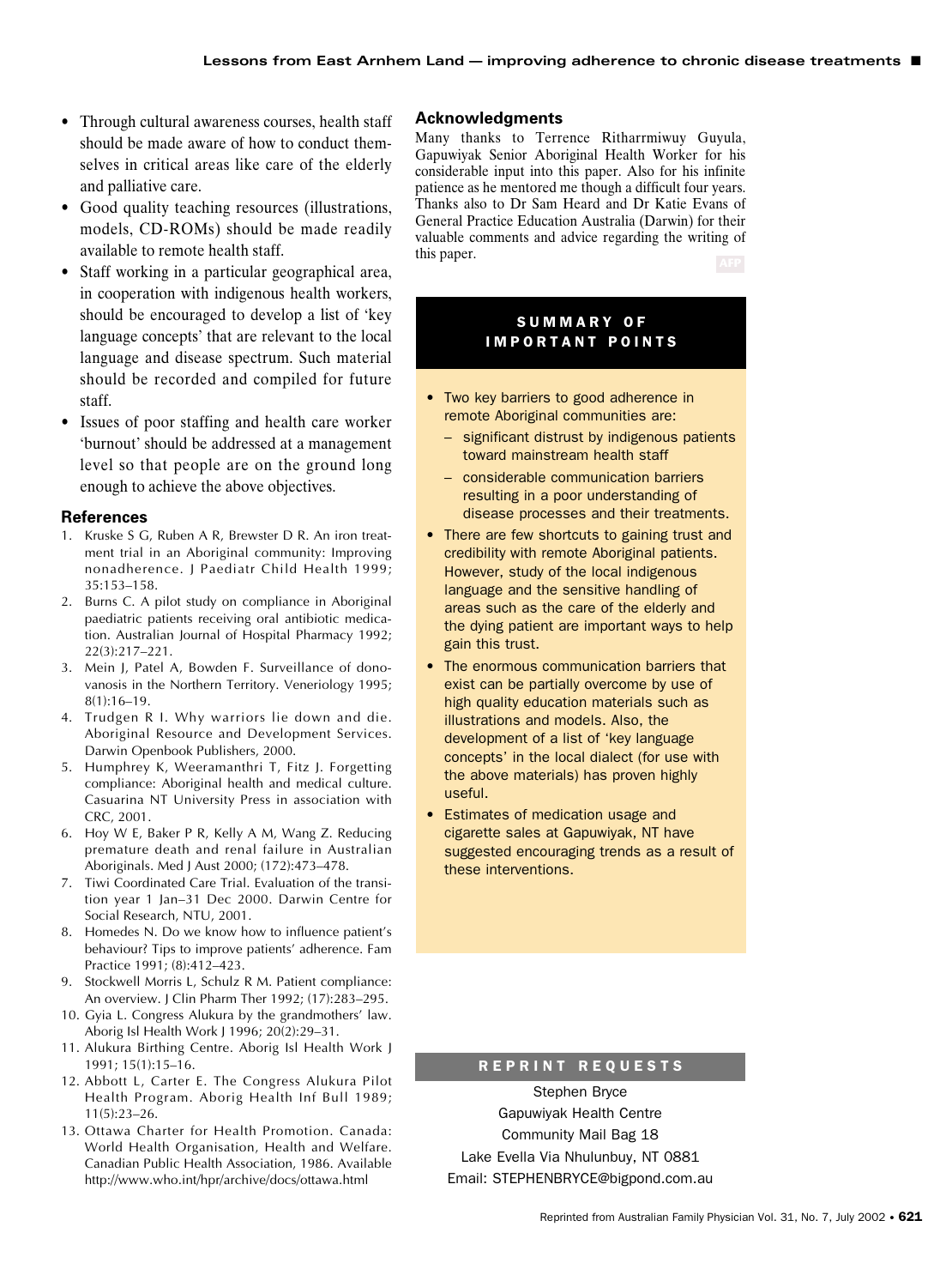- Through cultural awareness courses, health staff should be made aware of how to conduct themselves in critical areas like care of the elderly and palliative care.
- Good quality teaching resources (illustrations, models, CD-ROMs) should be made readily available to remote health staff.
- Staff working in a particular geographical area, in cooperation with indigenous health workers, should be encouraged to develop a list of 'key language concepts' that are relevant to the local language and disease spectrum. Such material should be recorded and compiled for future staff.
- Issues of poor staffing and health care worker 'burnout' should be addressed at a management level so that people are on the ground long enough to achieve the above objectives.

## References

1. Kruske S G, Ruben A R, Brewster D R. An iron treatment trial in an Aboriginal community: Improving nonadherence. J Paediatr Child Health 1999; 35:153–158.
2. Burns C. A pilot study on compliance in Aboriginal paediatric patients receiving oral antibiotic medication. Australian Journal of Hospital Pharmacy 1992; 22(3):217–221.
3. Mein J, Patel A, Bowden F. Surveillance of donovanosis in the Northern Territory. Veneriology 1995; 8(1):16–19.
4. Trudgen R I. Why warriors lie down and die. Aboriginal Resource and Development Services. Darwin Openbook Publishers, 2000.
5. Humphrey K, Weeramanthri T, Fitz J. Forgetting compliance: Aboriginal health and medical culture. Casuarina NT University Press in association with CRC, 2001.
6. Hoy W E, Baker P R, Kelly A M, Wang Z. Reducing premature death and renal failure in Australian Aboriginals. Med J Aust 2000; (172):473–478.
7. Tiwi Coordinated Care Trial. Evaluation of the transition year 1 Jan–31 Dec 2000. Darwin Centre for Social Research, NTU, 2001.
8. Homedes N. Do we know how to influence patient's behaviour? Tips to improve patients' adherence. Fam Practice 1991; (8):412–423.
9. Stockwell Morris L, Schulz R M. Patient compliance: An overview. J Clin Pharm Ther 1992; (17):283–295.
10. Gyia L. Congress Alukura by the grandmothers' law. Aborig Isl Health Work J 1996; 20(2):29–31.
11. Alukura Birthing Centre. Aborig Isl Health Work J 1991; 15(1):15–16.
12. Abbott L, Carter E. The Congress Alukura Pilot Health Program. Aborig Health Inf Bull 1989; 11(5):23–26.
13. Ottawa Charter for Health Promotion. Canada: World Health Organisation, Health and Welfare. Canadian Public Health Association, 1986. Available http://www.who.int/hpr/archive/docs/ottawa.html

## Acknowledgments

Many thanks to Terrence Ritharrmiwuy Guyula, Gapuwiyak Senior Aboriginal Health Worker for his considerable input into this paper. Also for his infinite patience as he mentored me though a difficult four years. Thanks also to Dr Sam Heard and Dr Katie Evans of General Practice Education Australia (Darwin) for their valuable comments and advice regarding the writing of this paper.

## SUMMARY OF IMPORTANT POINTS

- Two key barriers to good adherence in remote Aboriginal communities are:
  - significant distrust by indigenous patients toward mainstream health staff
  - considerable communication barriers resulting in a poor understanding of disease processes and their treatments.
- There are few shortcuts to gaining trust and credibility with remote Aboriginal patients. However, study of the local indigenous language and the sensitive handling of areas such as the care of the elderly and the dying patient are important ways to help gain this trust.
- The enormous communication barriers that exist can be partially overcome by use of high quality education materials such as illustrations and models. Also, the development of a list of 'key language concepts' in the local dialect (for use with the above materials) has proven highly useful.
- Estimates of medication usage and cigarette sales at Gapuwiyak, NT have suggested encouraging trends as a result of these interventions.

## REPRINT REQUESTS

Stephen Bryce
Gapuwiyak Health Centre
Community Mail Bag 18
Lake Evella Via Nhulunbuy, NT 0881
Email: STEPHENBRYCE@bigpond.com.au